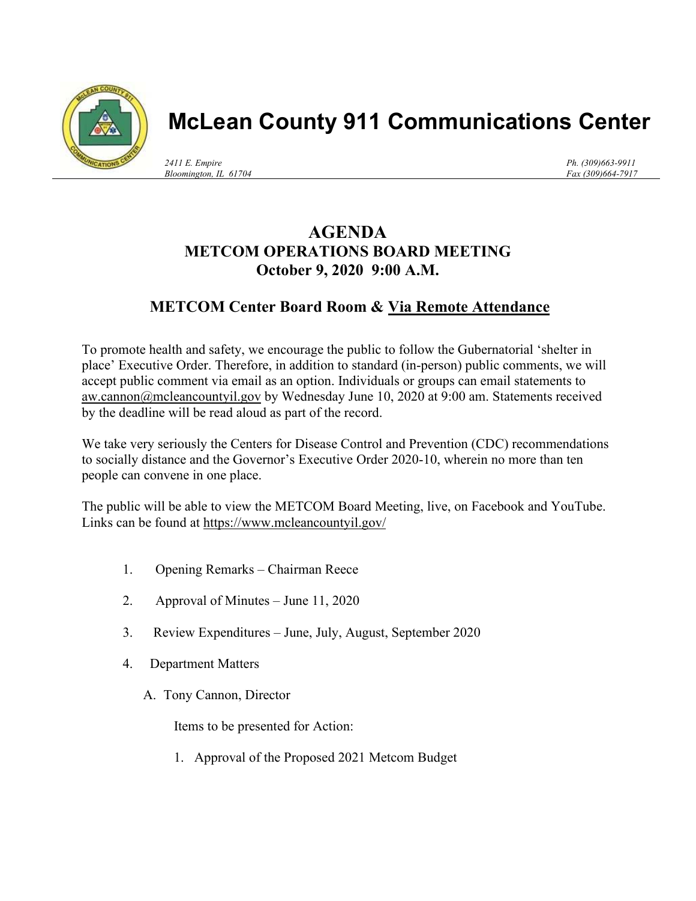# McLean County 911 Communications Center

*2411 E. Empire*
*Bloomington, IL 61704*

*Ph. (309)663-9911*
*Fax (309)664-7917*

## AGENDA
### METCOM OPERATIONS BOARD MEETING
### October 9, 2020 9:00 A.M.

### METCOM Center Board Room & Via Remote Attendance

To promote health and safety, we encourage the public to follow the Gubernatorial 'shelter in place' Executive Order. Therefore, in addition to standard (in-person) public comments, we will accept public comment via email as an option. Individuals or groups can email statements to aw.cannon@mcleancountyil.gov by Wednesday June 10, 2020 at 9:00 am. Statements received by the deadline will be read aloud as part of the record.

We take very seriously the Centers for Disease Control and Prevention (CDC) recommendations to socially distance and the Governor's Executive Order 2020-10, wherein no more than ten people can convene in one place.

The public will be able to view the METCOM Board Meeting, live, on Facebook and YouTube. Links can be found at https://www.mcleancountyil.gov/

1. Opening Remarks – Chairman Reece
2. Approval of Minutes – June 11, 2020
3. Review Expenditures – June, July, August, September 2020
4. Department Matters
   - A. Tony Cannon, Director

     Items to be presented for Action:

     1. Approval of the Proposed 2021 Metcom Budget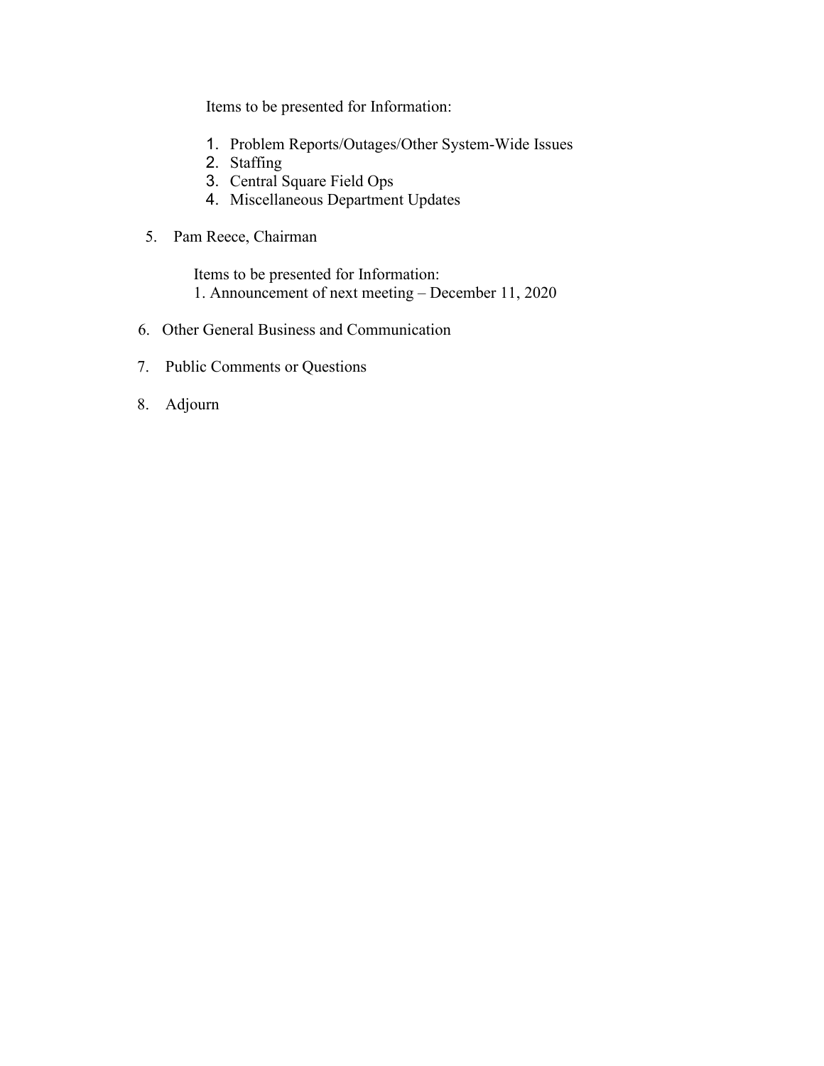Items to be presented for Information:

1. Problem Reports/Outages/Other System-Wide Issues
2. Staffing
3. Central Square Field Ops
4. Miscellaneous Department Updates

5. Pam Reece, Chairman

   Items to be presented for Information:
   1. Announcement of next meeting – December 11, 2020

6. Other General Business and Communication

7. Public Comments or Questions

8. Adjourn